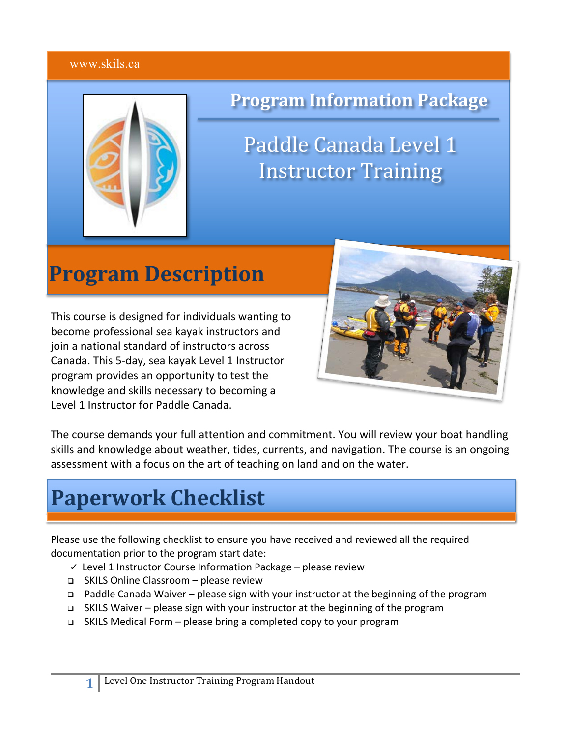www.skils.ca

# Program Information Package

## Paddle Canada Level 1 Instructor Training

# Program Description

This course is designed for individuals wanting to become professional sea kayak instructors and join a national standard of instructors across Canada. This 5-day, sea kayak Level 1 Instructor program provides an opportunity to test the knowledge and skills necessary to becoming a Level 1 Instructor for Paddle Canada.

The course demands your full attention and commitment. You will review your boat handling skills and knowledge about weather, tides, currents, and navigation. The course is an ongoing assessment with a focus on the art of teaching on land and on the water.

# Paperwork Checklist

Please use the following checklist to ensure you have received and reviewed all the required documentation prior to the program start date:

- ✓ Level 1 Instructor Course Information Package – please review
- ❑ SKILS Online Classroom – please review
- ❑ Paddle Canada Waiver – please sign with your instructor at the beginning of the program
- ❑ SKILS Waiver – please sign with your instructor at the beginning of the program
- ❑ SKILS Medical Form – please bring a completed copy to your program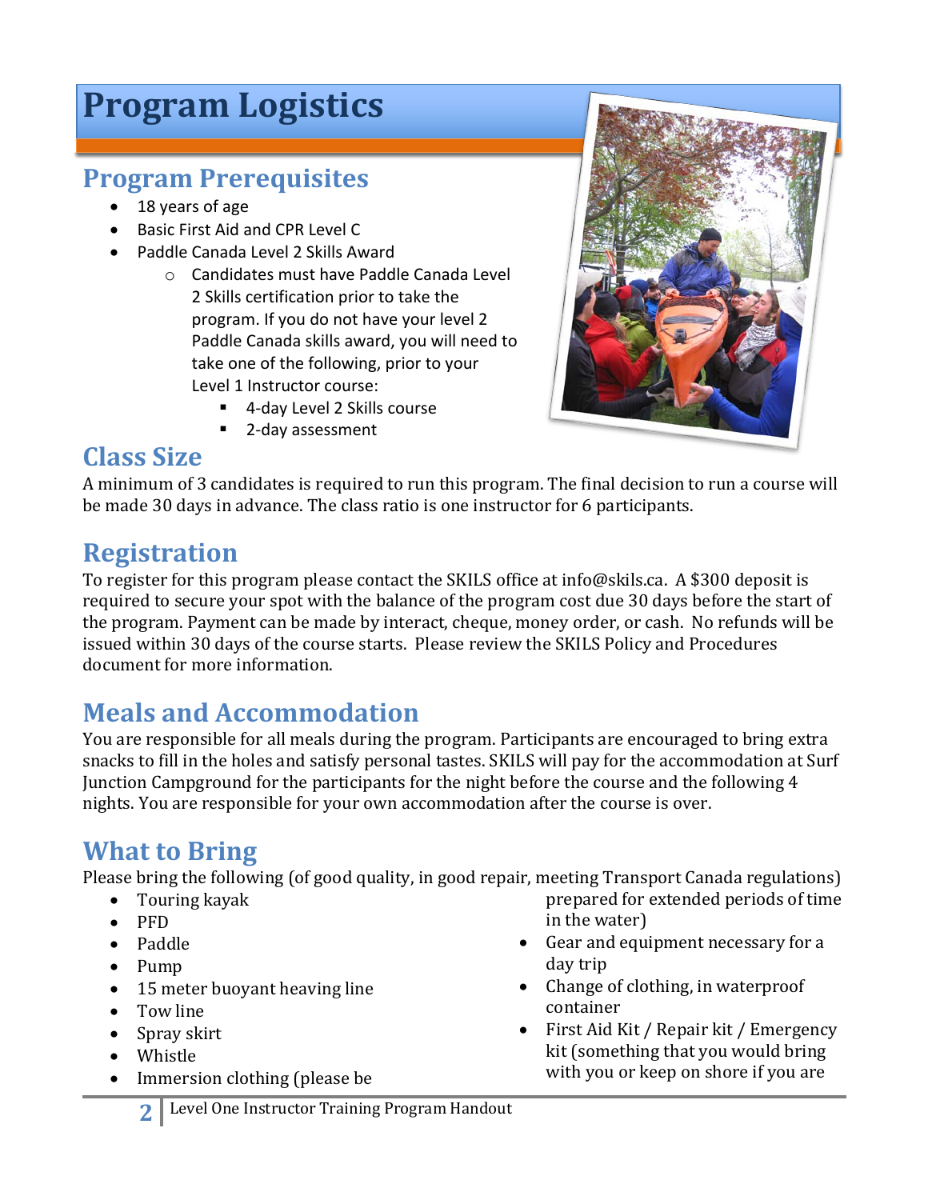# Program Logistics

## Program Prerequisites

- 18 years of age
- Basic First Aid and CPR Level C
- Paddle Canada Level 2 Skills Award
    - Candidates must have Paddle Canada Level 2 Skills certification prior to take the program. If you do not have your level 2 Paddle Canada skills award, you will need to take one of the following, prior to your Level 1 Instructor course:
        - 4-day Level 2 Skills course
        - 2-day assessment

## Class Size

A minimum of 3 candidates is required to run this program. The final decision to run a course will be made 30 days in advance. The class ratio is one instructor for 6 participants.

## Registration

To register for this program please contact the SKILS office at info@skils.ca. A $300 deposit is required to secure your spot with the balance of the program cost due 30 days before the start of the program. Payment can be made by interact, cheque, money order, or cash. No refunds will be issued within 30 days of the course starts. Please review the SKILS Policy and Procedures document for more information.

## Meals and Accommodation

You are responsible for all meals during the program. Participants are encouraged to bring extra snacks to fill in the holes and satisfy personal tastes. SKILS will pay for the accommodation at Surf Junction Campground for the participants for the night before the course and the following 4 nights. You are responsible for your own accommodation after the course is over.

## What to Bring

Please bring the following (of good quality, in good repair, meeting Transport Canada regulations)

- Touring kayak
- PFD
- Paddle
- Pump
- 15 meter buoyant heaving line
- Tow line
- Spray skirt
- Whistle
- Immersion clothing (please be prepared for extended periods of time in the water)
- Gear and equipment necessary for a day trip
- Change of clothing, in waterproof container
- First Aid Kit / Repair kit / Emergency kit (something that you would bring with you or keep on shore if you are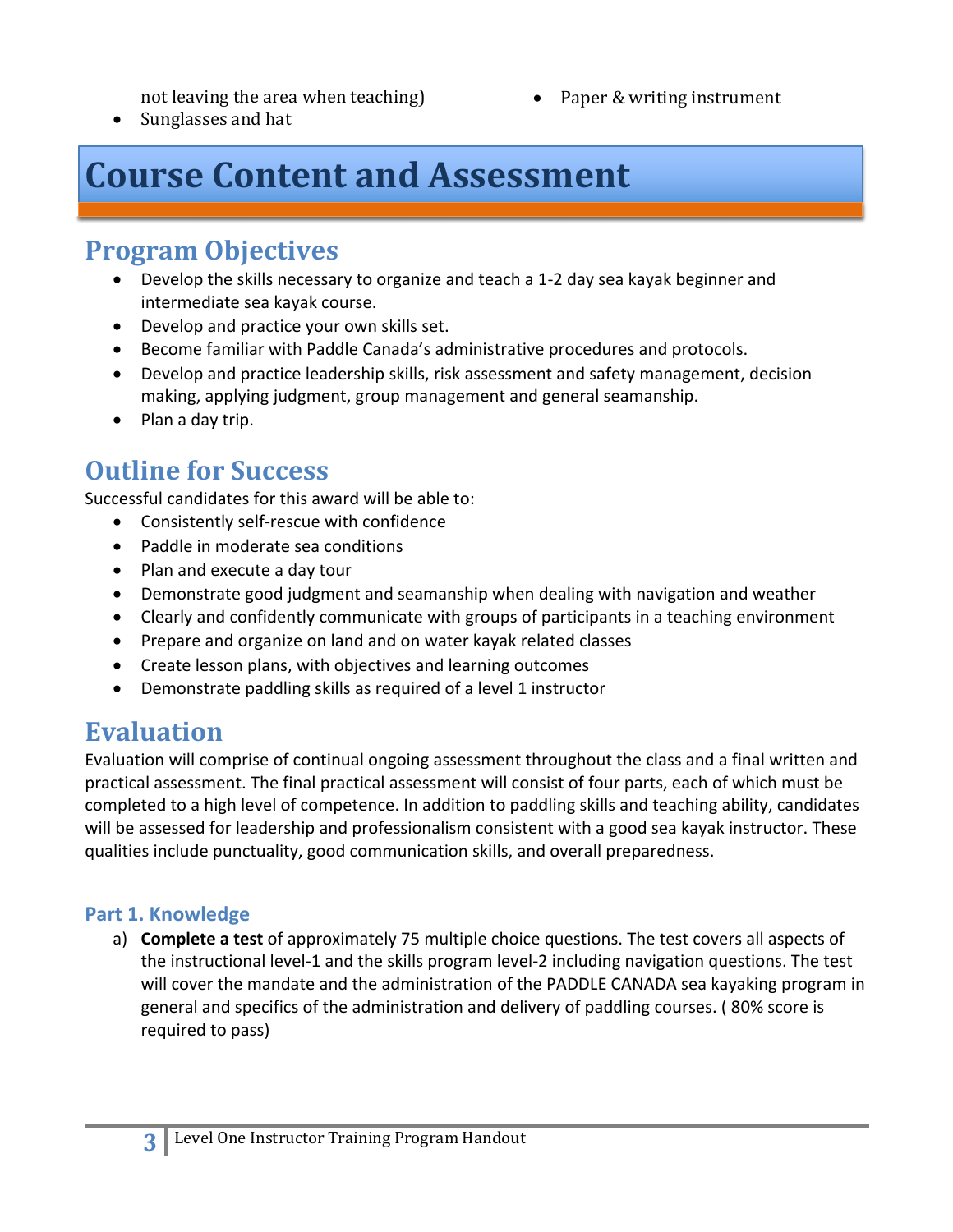not leaving the area when teaching)

- Sunglasses and hat
- Paper & writing instrument

# Course Content and Assessment

## Program Objectives

- Develop the skills necessary to organize and teach a 1-2 day sea kayak beginner and intermediate sea kayak course.
- Develop and practice your own skills set.
- Become familiar with Paddle Canada's administrative procedures and protocols.
- Develop and practice leadership skills, risk assessment and safety management, decision making, applying judgment, group management and general seamanship.
- Plan a day trip.

## Outline for Success

Successful candidates for this award will be able to:

- Consistently self-rescue with confidence
- Paddle in moderate sea conditions
- Plan and execute a day tour
- Demonstrate good judgment and seamanship when dealing with navigation and weather
- Clearly and confidently communicate with groups of participants in a teaching environment
- Prepare and organize on land and on water kayak related classes
- Create lesson plans, with objectives and learning outcomes
- Demonstrate paddling skills as required of a level 1 instructor

## Evaluation

Evaluation will comprise of continual ongoing assessment throughout the class and a final written and practical assessment. The final practical assessment will consist of four parts, each of which must be completed to a high level of competence. In addition to paddling skills and teaching ability, candidates will be assessed for leadership and professionalism consistent with a good sea kayak instructor. These qualities include punctuality, good communication skills, and overall preparedness.

### Part 1. Knowledge

a) **Complete a test** of approximately 75 multiple choice questions. The test covers all aspects of the instructional level-1 and the skills program level-2 including navigation questions. The test will cover the mandate and the administration of the PADDLE CANADA sea kayaking program in general and specifics of the administration and delivery of paddling courses. ( 80% score is required to pass)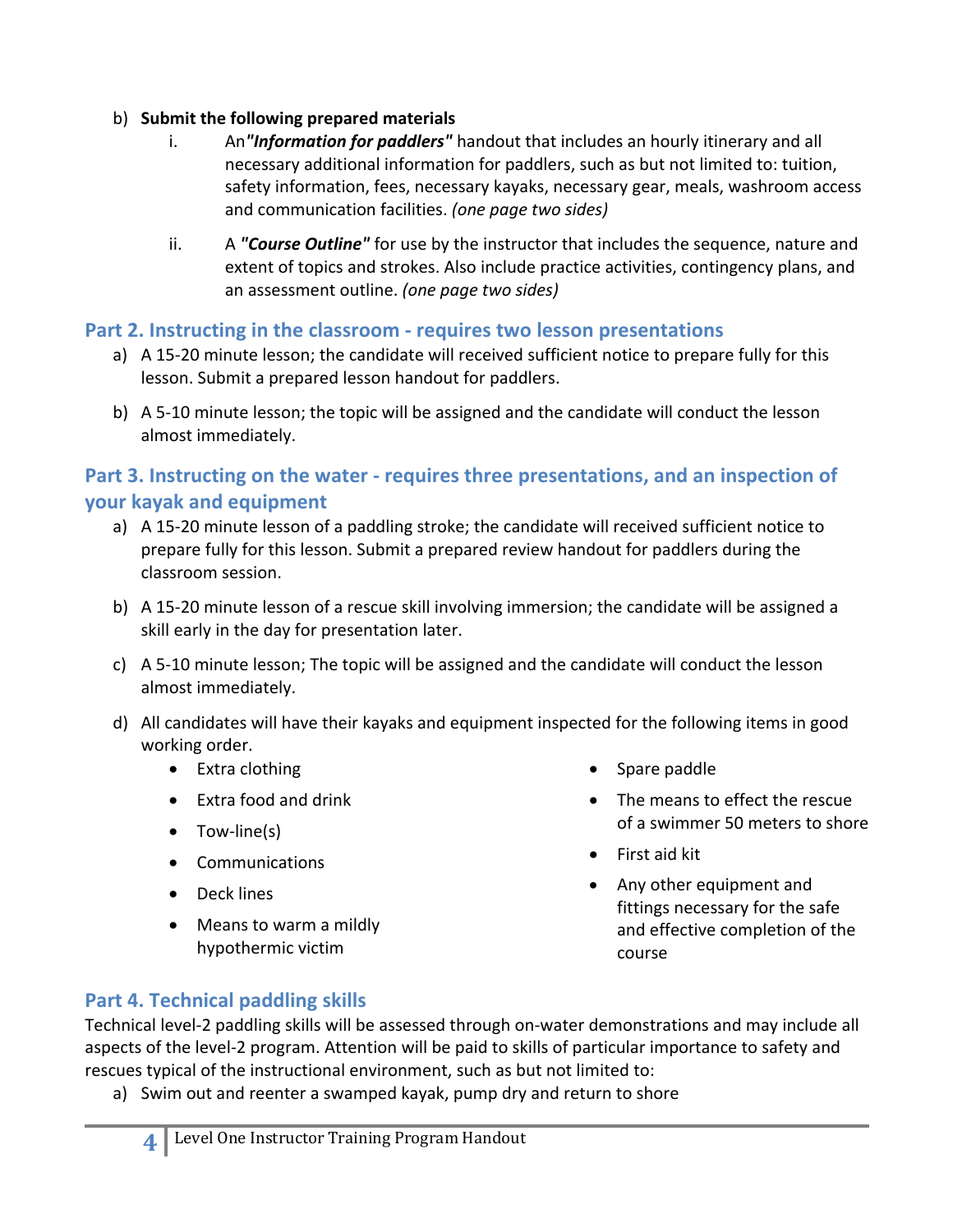b) **Submit the following prepared materials**

   i. An ***"Information for paddlers"*** handout that includes an hourly itinerary and all necessary additional information for paddlers, such as but not limited to: tuition, safety information, fees, necessary kayaks, necessary gear, meals, washroom access and communication facilities. *(one page two sides)*

   ii. A ***"Course Outline"*** for use by the instructor that includes the sequence, nature and extent of topics and strokes. Also include practice activities, contingency plans, and an assessment outline. *(one page two sides)*

## Part 2. Instructing in the classroom - requires two lesson presentations

a) A 15-20 minute lesson; the candidate will received sufficient notice to prepare fully for this lesson. Submit a prepared lesson handout for paddlers.

b) A 5-10 minute lesson; the topic will be assigned and the candidate will conduct the lesson almost immediately.

## Part 3. Instructing on the water - requires three presentations, and an inspection of your kayak and equipment

a) A 15-20 minute lesson of a paddling stroke; the candidate will received sufficient notice to prepare fully for this lesson. Submit a prepared review handout for paddlers during the classroom session.

b) A 15-20 minute lesson of a rescue skill involving immersion; the candidate will be assigned a skill early in the day for presentation later.

c) A 5-10 minute lesson; The topic will be assigned and the candidate will conduct the lesson almost immediately.

d) All candidates will have their kayaks and equipment inspected for the following items in good working order.

   - Extra clothing
   - Extra food and drink
   - Tow-line(s)
   - Communications
   - Deck lines
   - Means to warm a mildly hypothermic victim
   - Spare paddle
   - The means to effect the rescue of a swimmer 50 meters to shore
   - First aid kit
   - Any other equipment and fittings necessary for the safe and effective completion of the course

## Part 4. Technical paddling skills

Technical level-2 paddling skills will be assessed through on-water demonstrations and may include all aspects of the level-2 program. Attention will be paid to skills of particular importance to safety and rescues typical of the instructional environment, such as but not limited to:

a) Swim out and reenter a swamped kayak, pump dry and return to shore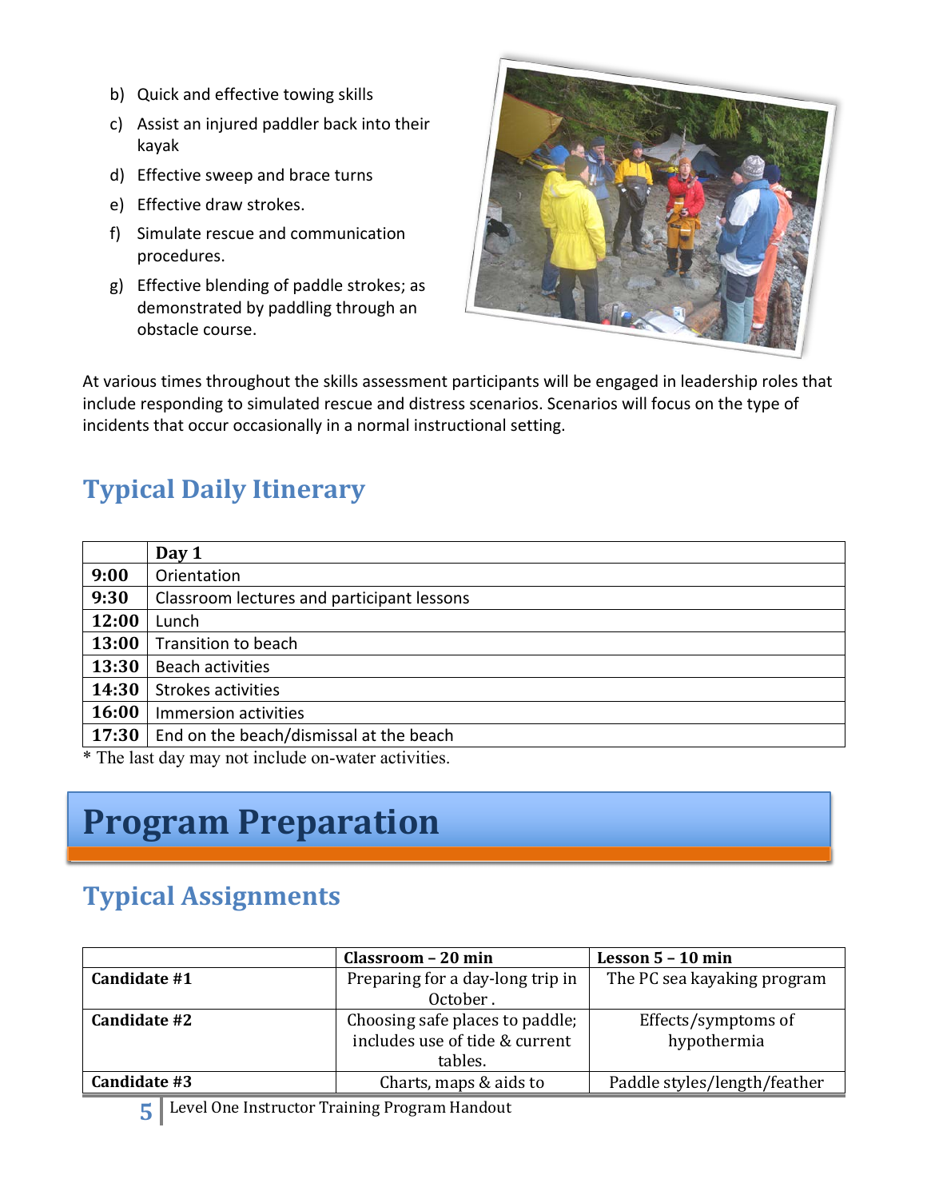b) Quick and effective towing skills
c) Assist an injured paddler back into their kayak
d) Effective sweep and brace turns
e) Effective draw strokes.
f) Simulate rescue and communication procedures.
g) Effective blending of paddle strokes; as demonstrated by paddling through an obstacle course.

At various times throughout the skills assessment participants will be engaged in leadership roles that include responding to simulated rescue and distress scenarios. Scenarios will focus on the type of incidents that occur occasionally in a normal instructional setting.

## Typical Daily Itinerary

| | **Day 1** |
|---|---|
| **9:00** | Orientation |
| **9:30** | Classroom lectures and participant lessons |
| **12:00** | Lunch |
| **13:00** | Transition to beach |
| **13:30** | Beach activities |
| **14:30** | Strokes activities |
| **16:00** | Immersion activities |
| **17:30** | End on the beach/dismissal at the beach |

* The last day may not include on-water activities.

# Program Preparation

## Typical Assignments

| | **Classroom – 20 min** | **Lesson 5 – 10 min** |
|---|---|---|
| **Candidate #1** | Preparing for a day-long trip in October . | The PC sea kayaking program |
| **Candidate #2** | Choosing safe places to paddle; includes use of tide & current tables. | Effects/symptoms of hypothermia |
| **Candidate #3** | Charts, maps & aids to | Paddle styles/length/feather |

Level One Instructor Training Program Handout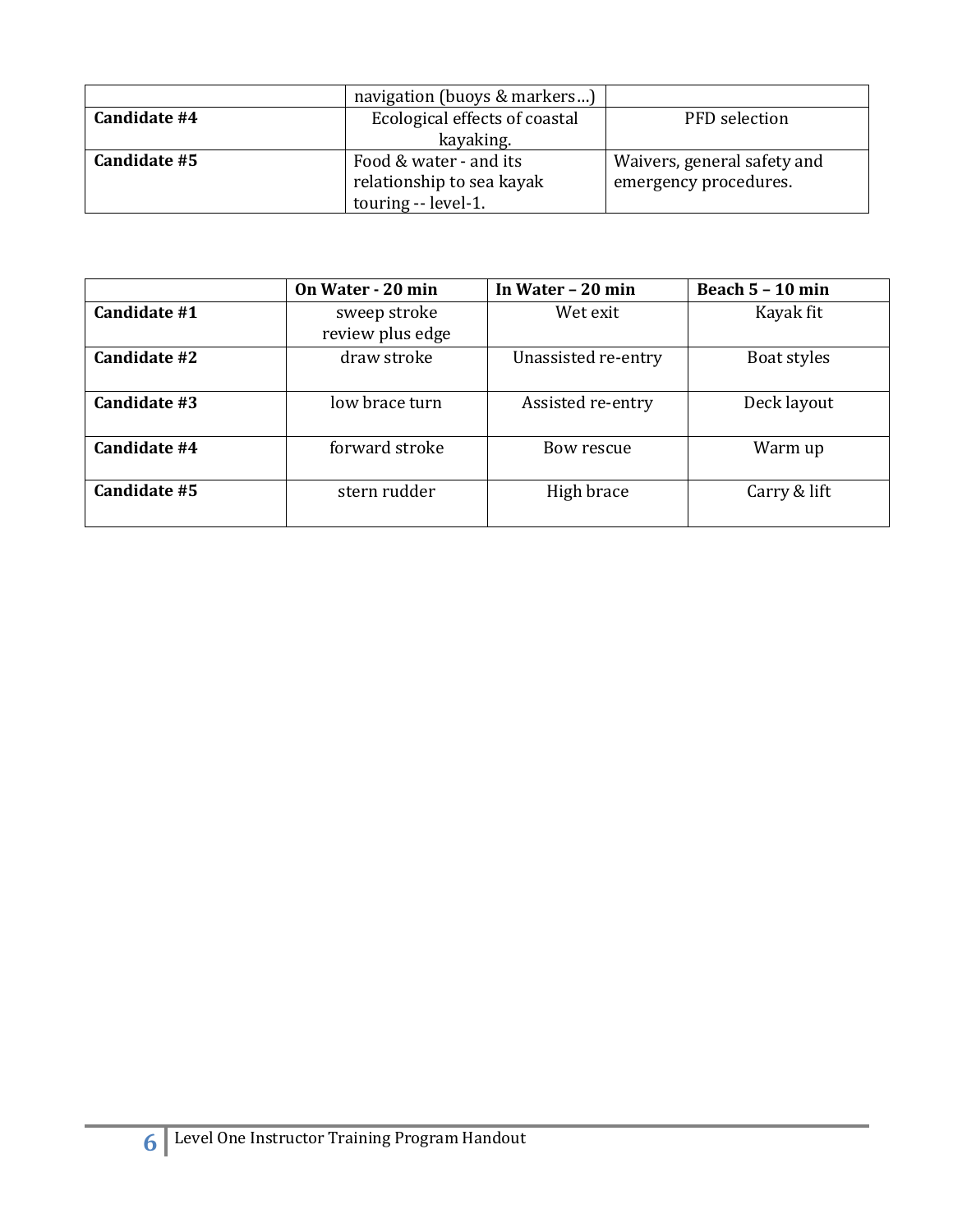| | navigation (buoys & markers…) | |
|---|---|---|
| **Candidate #4** | Ecological effects of coastal kayaking. | PFD selection |
| **Candidate #5** | Food & water - and its relationship to sea kayak touring -- level-1. | Waivers, general safety and emergency procedures. |

| | **On Water - 20 min** | **In Water – 20 min** | **Beach 5 – 10 min** |
|---|---|---|---|
| **Candidate #1** | sweep stroke review plus edge | Wet exit | Kayak fit |
| **Candidate #2** | draw stroke | Unassisted re-entry | Boat styles |
| **Candidate #3** | low brace turn | Assisted re-entry | Deck layout |
| **Candidate #4** | forward stroke | Bow rescue | Warm up |
| **Candidate #5** | stern rudder | High brace | Carry & lift |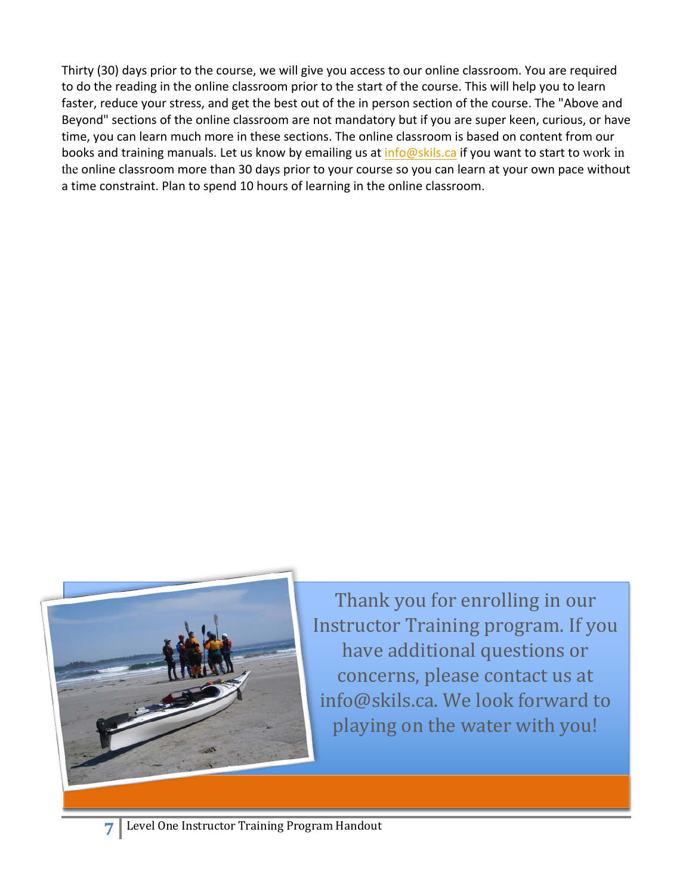Thirty (30) days prior to the course, we will give you access to our online classroom. You are required to do the reading in the online classroom prior to the start of the course. This will help you to learn faster, reduce your stress, and get the best out of the in person section of the course. The "Above and Beyond" sections of the online classroom are not mandatory but if you are super keen, curious, or have time, you can learn much more in these sections. The online classroom is based on content from our books and training manuals. Let us know by emailing us at info@skils.ca if you want to start to work in the online classroom more than 30 days prior to your course so you can learn at your own pace without a time constraint. Plan to spend 10 hours of learning in the online classroom.

Thank you for enrolling in our Instructor Training program. If you have additional questions or concerns, please contact us at info@skils.ca. We look forward to playing on the water with you!